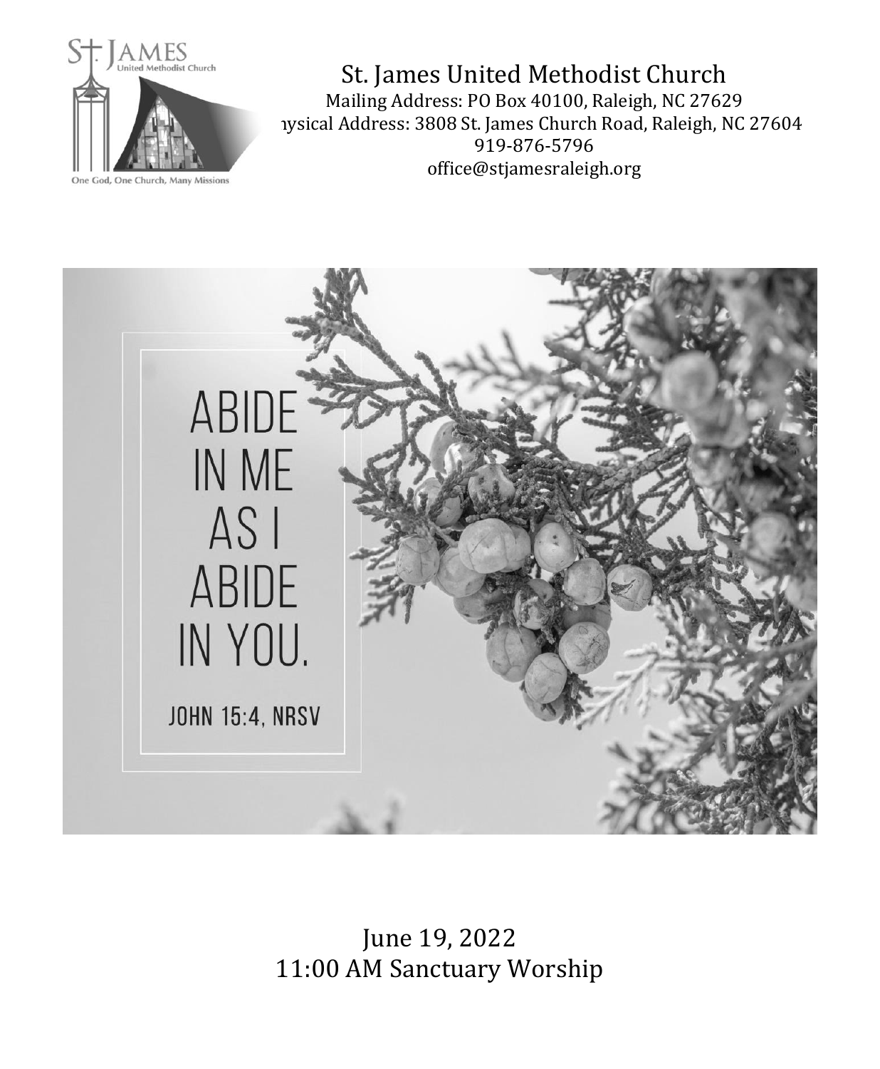# St. James United Methodist Church

Mailing Address: PO Box 40100, Raleigh, NC 27629
Physical Address: 3808 St. James Church Road, Raleigh, NC 27604
919-876-5796
office@stjamesraleigh.org

ABIDE IN ME AS I ABIDE IN YOU.

JOHN 15:4, NRSV

June 19, 2022
11:00 AM Sanctuary Worship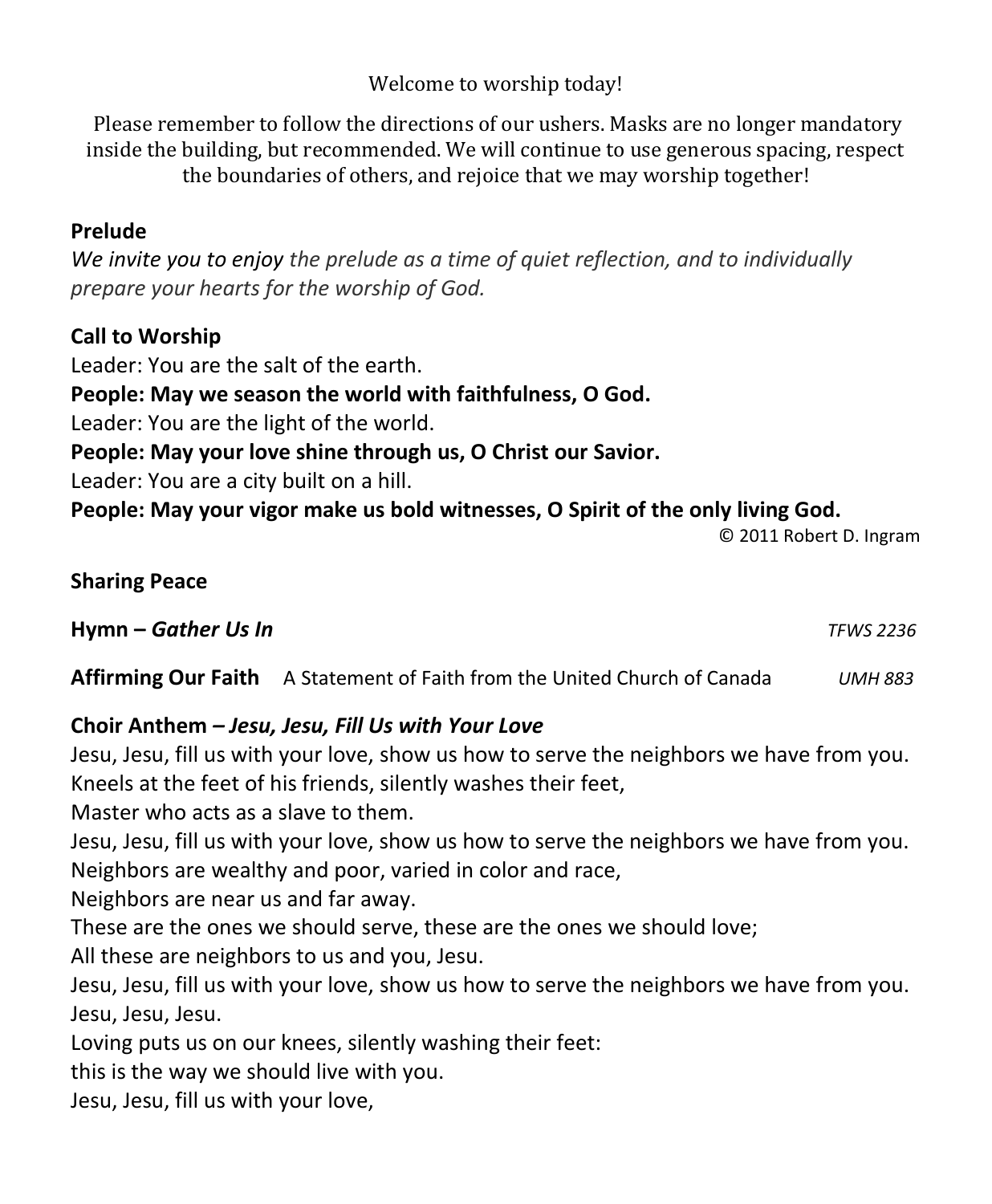Welcome to worship today!

Please remember to follow the directions of our ushers. Masks are no longer mandatory inside the building, but recommended. We will continue to use generous spacing, respect the boundaries of others, and rejoice that we may worship together!

**Prelude**

*We invite you to enjoy the prelude as a time of quiet reflection, and to individually prepare your hearts for the worship of God.*

**Call to Worship**

Leader: You are the salt of the earth.

**People: May we season the world with faithfulness, O God.**

Leader: You are the light of the world.

**People: May your love shine through us, O Christ our Savior.**

Leader: You are a city built on a hill.

**People: May your vigor make us bold witnesses, O Spirit of the only living God.**

© 2011 Robert D. Ingram

**Sharing Peace**

**Hymn – *Gather Us In*** *TFWS 2236*

**Affirming Our Faith** A Statement of Faith from the United Church of Canada *UMH 883*

**Choir Anthem – *Jesu, Jesu, Fill Us with Your Love***

Jesu, Jesu, fill us with your love, show us how to serve the neighbors we have from you.
Kneels at the feet of his friends, silently washes their feet,
Master who acts as a slave to them.
Jesu, Jesu, fill us with your love, show us how to serve the neighbors we have from you.
Neighbors are wealthy and poor, varied in color and race,
Neighbors are near us and far away.
These are the ones we should serve, these are the ones we should love;
All these are neighbors to us and you, Jesu.
Jesu, Jesu, fill us with your love, show us how to serve the neighbors we have from you.
Jesu, Jesu, Jesu.
Loving puts us on our knees, silently washing their feet:
this is the way we should live with you.
Jesu, Jesu, fill us with your love,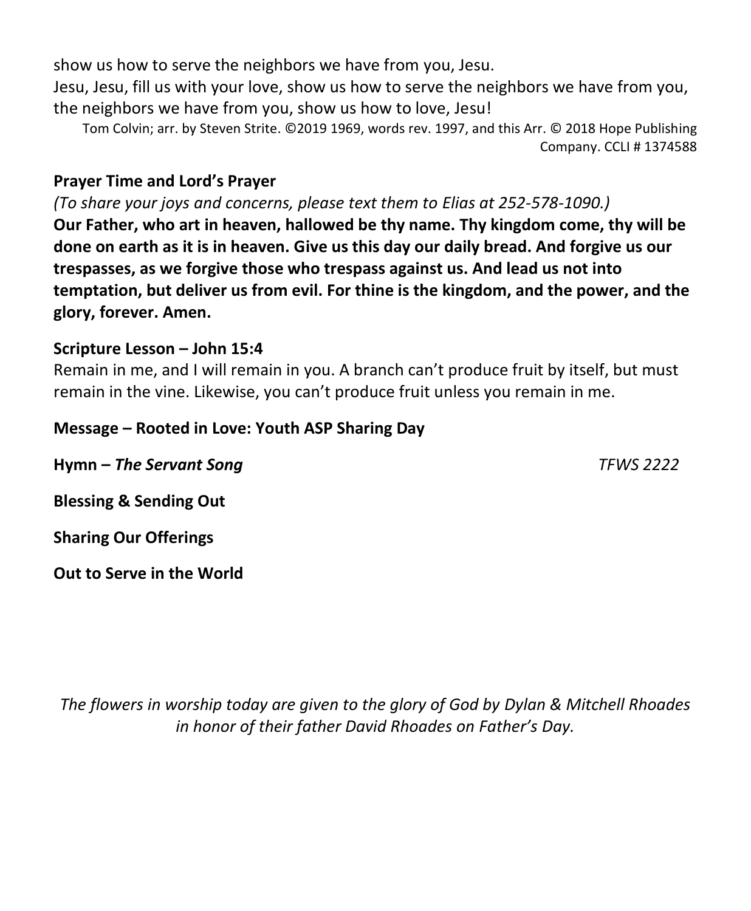show us how to serve the neighbors we have from you, Jesu.
Jesu, Jesu, fill us with your love, show us how to serve the neighbors we have from you, the neighbors we have from you, show us how to love, Jesu!

Tom Colvin; arr. by Steven Strite. ©2019 1969, words rev. 1997, and this Arr. © 2018 Hope Publishing Company. CCLI # 1374588

**Prayer Time and Lord's Prayer**

*(To share your joys and concerns, please text them to Elias at 252-578-1090.)*

**Our Father, who art in heaven, hallowed be thy name. Thy kingdom come, thy will be done on earth as it is in heaven. Give us this day our daily bread. And forgive us our trespasses, as we forgive those who trespass against us. And lead us not into temptation, but deliver us from evil. For thine is the kingdom, and the power, and the glory, forever. Amen.**

**Scripture Lesson – John 15:4**

Remain in me, and I will remain in you. A branch can't produce fruit by itself, but must remain in the vine. Likewise, you can't produce fruit unless you remain in me.

**Message – Rooted in Love: Youth ASP Sharing Day**

**Hymn – *The Servant Song*** *TFWS 2222*

**Blessing & Sending Out**

**Sharing Our Offerings**

**Out to Serve in the World**

*The flowers in worship today are given to the glory of God by Dylan & Mitchell Rhoades in honor of their father David Rhoades on Father's Day.*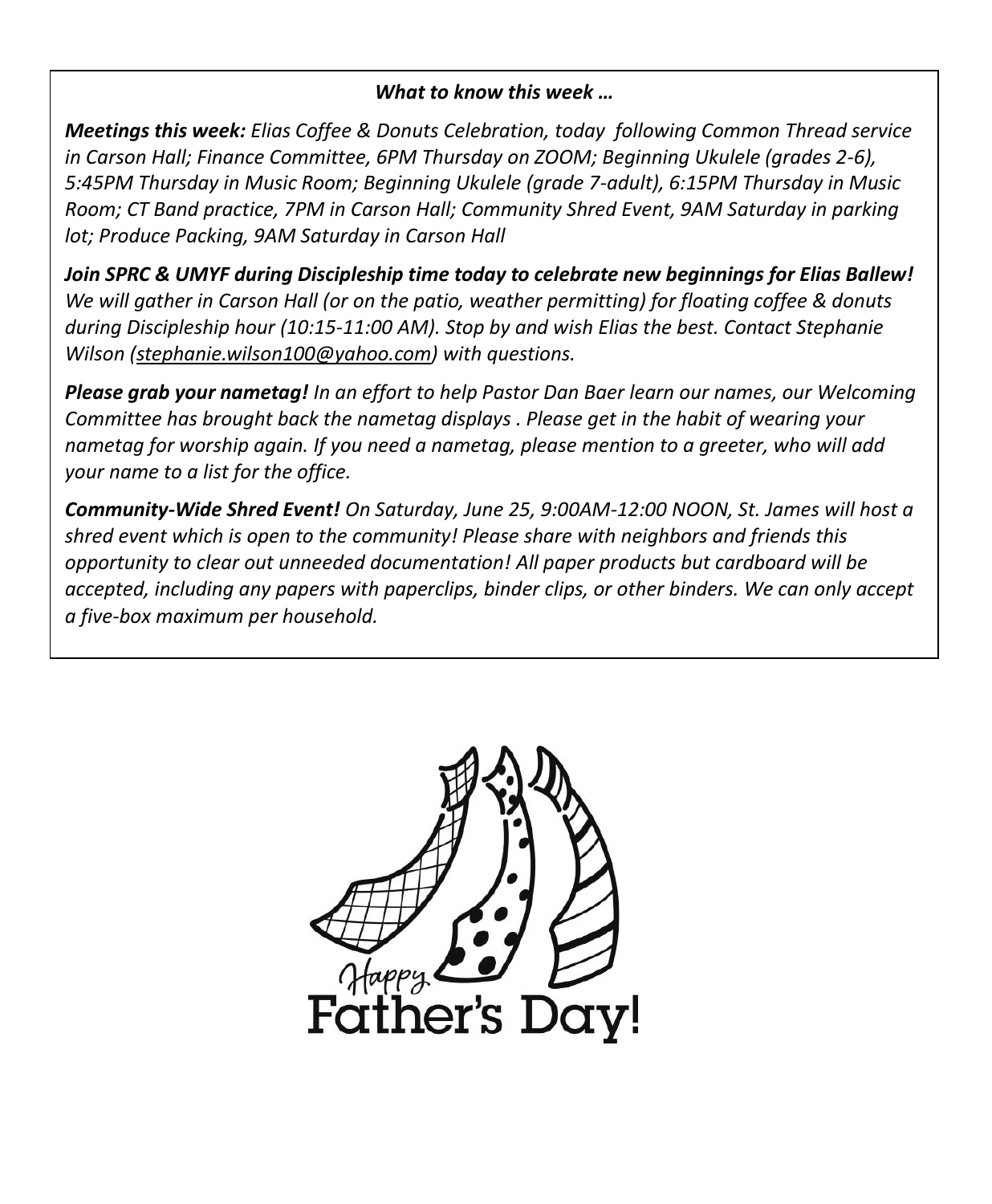***What to know this week …***

***Meetings this week:*** *Elias Coffee & Donuts Celebration, today following Common Thread service in Carson Hall; Finance Committee, 6PM Thursday on ZOOM; Beginning Ukulele (grades 2-6), 5:45PM Thursday in Music Room; Beginning Ukulele (grade 7-adult), 6:15PM Thursday in Music Room; CT Band practice, 7PM in Carson Hall; Community Shred Event, 9AM Saturday in parking lot; Produce Packing, 9AM Saturday in Carson Hall*

***Join SPRC & UMYF during Discipleship time today to celebrate new beginnings for Elias Ballew!*** *We will gather in Carson Hall (or on the patio, weather permitting) for floating coffee & donuts during Discipleship hour (10:15-11:00 AM). Stop by and wish Elias the best. Contact Stephanie Wilson (stephanie.wilson100@yahoo.com) with questions.*

***Please grab your nametag!*** *In an effort to help Pastor Dan Baer learn our names, our Welcoming Committee has brought back the nametag displays . Please get in the habit of wearing your nametag for worship again. If you need a nametag, please mention to a greeter, who will add your name to a list for the office.*

***Community-Wide Shred Event!*** *On Saturday, June 25, 9:00AM-12:00 NOON, St. James will host a shred event which is open to the community! Please share with neighbors and friends this opportunity to clear out unneeded documentation! All paper products but cardboard will be accepted, including any papers with paperclips, binder clips, or other binders. We can only accept a five-box maximum per household.*

Happy Father's Day!